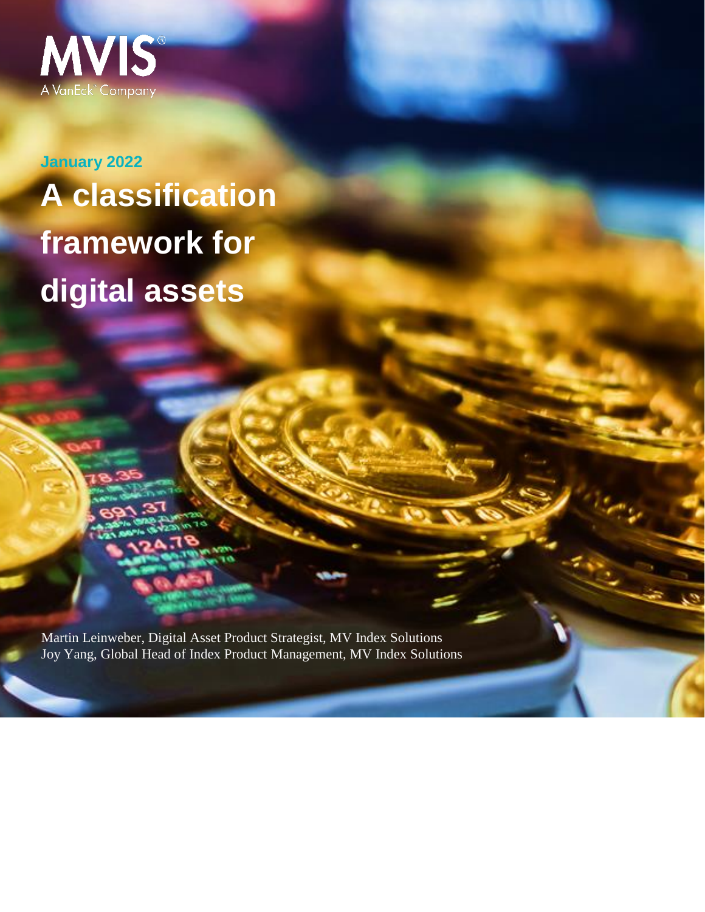MVIS®

A VanEck® Company

January 2022

# A classification framework for digital assets

Martin Leinweber, Digital Asset Product Strategist, MV Index Solutions
Joy Yang, Global Head of Index Product Management, MV Index Solutions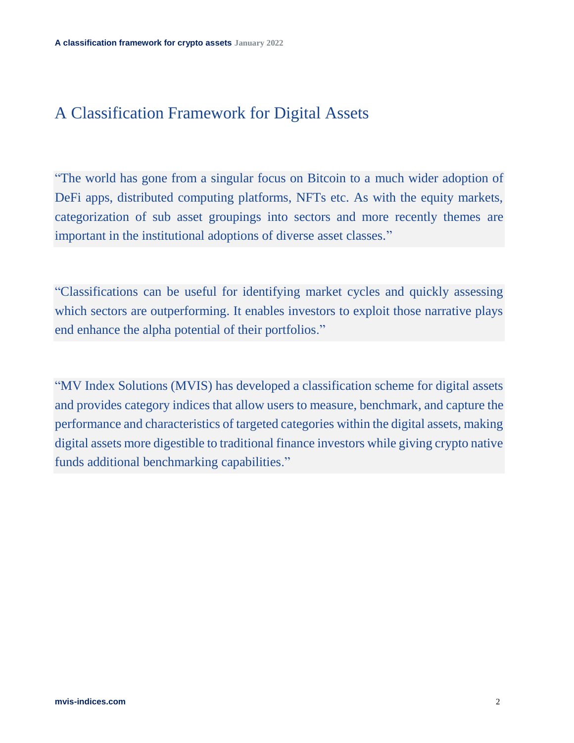# A Classification Framework for Digital Assets

> "The world has gone from a singular focus on Bitcoin to a much wider adoption of DeFi apps, distributed computing platforms, NFTs etc. As with the equity markets, categorization of sub asset groupings into sectors and more recently themes are important in the institutional adoptions of diverse asset classes."

> "Classifications can be useful for identifying market cycles and quickly assessing which sectors are outperforming. It enables investors to exploit those narrative plays end enhance the alpha potential of their portfolios."

> "MV Index Solutions (MVIS) has developed a classification scheme for digital assets and provides category indices that allow users to measure, benchmark, and capture the performance and characteristics of targeted categories within the digital assets, making digital assets more digestible to traditional finance investors while giving crypto native funds additional benchmarking capabilities."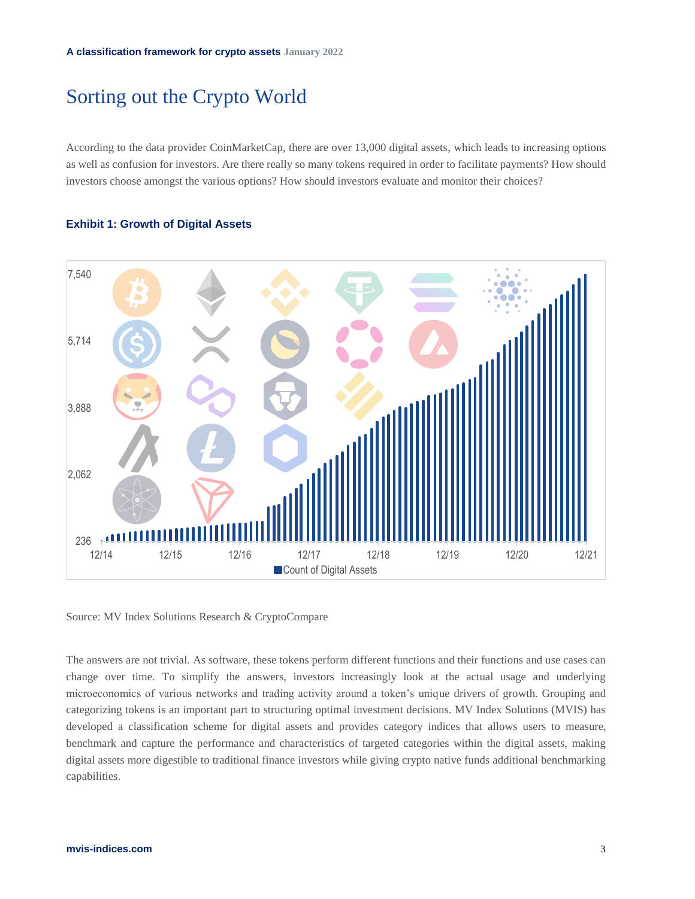# Sorting out the Crypto World

According to the data provider CoinMarketCap, there are over 13,000 digital assets, which leads to increasing options as well as confusion for investors. Are there really so many tokens required in order to facilitate payments? How should investors choose amongst the various options? How should investors evaluate and monitor their choices?

**Exhibit 1: Growth of Digital Assets**

Source: MV Index Solutions Research & CryptoCompare

The answers are not trivial. As software, these tokens perform different functions and their functions and use cases can change over time. To simplify the answers, investors increasingly look at the actual usage and underlying microeconomics of various networks and trading activity around a token's unique drivers of growth. Grouping and categorizing tokens is an important part to structuring optimal investment decisions. MV Index Solutions (MVIS) has developed a classification scheme for digital assets and provides category indices that allows users to measure, benchmark and capture the performance and characteristics of targeted categories within the digital assets, making digital assets more digestible to traditional finance investors while giving crypto native funds additional benchmarking capabilities.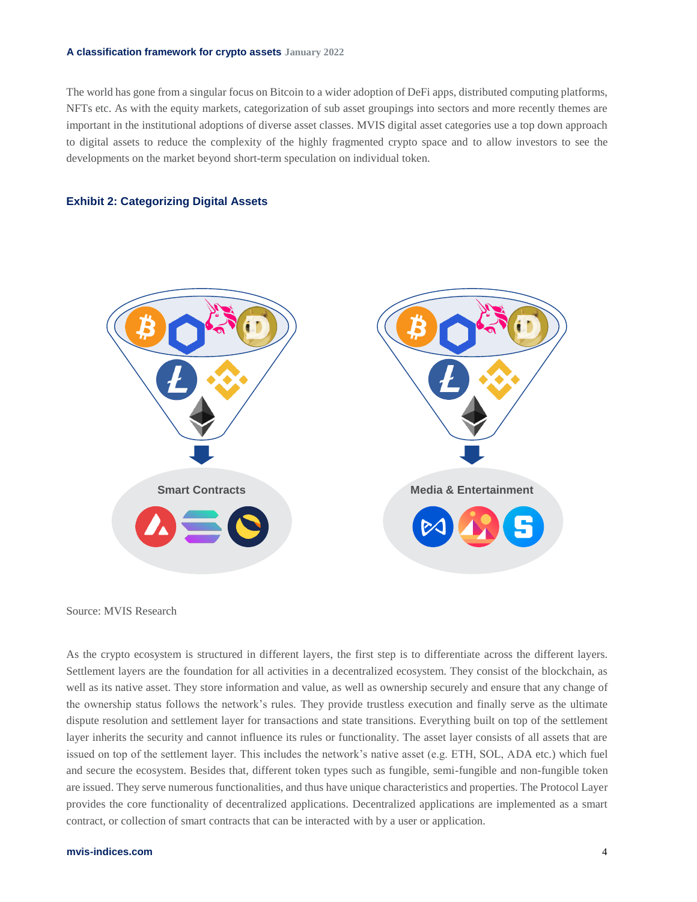The world has gone from a singular focus on Bitcoin to a wider adoption of DeFi apps, distributed computing platforms, NFTs etc. As with the equity markets, categorization of sub asset groupings into sectors and more recently themes are important in the institutional adoptions of diverse asset classes. MVIS digital asset categories use a top down approach to digital assets to reduce the complexity of the highly fragmented crypto space and to allow investors to see the developments on the market beyond short-term speculation on individual token.

### Exhibit 2: Categorizing Digital Assets

Smart Contracts

Media & Entertainment

Source: MVIS Research

As the crypto ecosystem is structured in different layers, the first step is to differentiate across the different layers. Settlement layers are the foundation for all activities in a decentralized ecosystem. They consist of the blockchain, as well as its native asset. They store information and value, as well as ownership securely and ensure that any change of the ownership status follows the network's rules. They provide trustless execution and finally serve as the ultimate dispute resolution and settlement layer for transactions and state transitions. Everything built on top of the settlement layer inherits the security and cannot influence its rules or functionality. The asset layer consists of all assets that are issued on top of the settlement layer. This includes the network's native asset (e.g. ETH, SOL, ADA etc.) which fuel and secure the ecosystem. Besides that, different token types such as fungible, semi-fungible and non-fungible token are issued. They serve numerous functionalities, and thus have unique characteristics and properties. The Protocol Layer provides the core functionality of decentralized applications. Decentralized applications are implemented as a smart contract, or collection of smart contracts that can be interacted with by a user or application.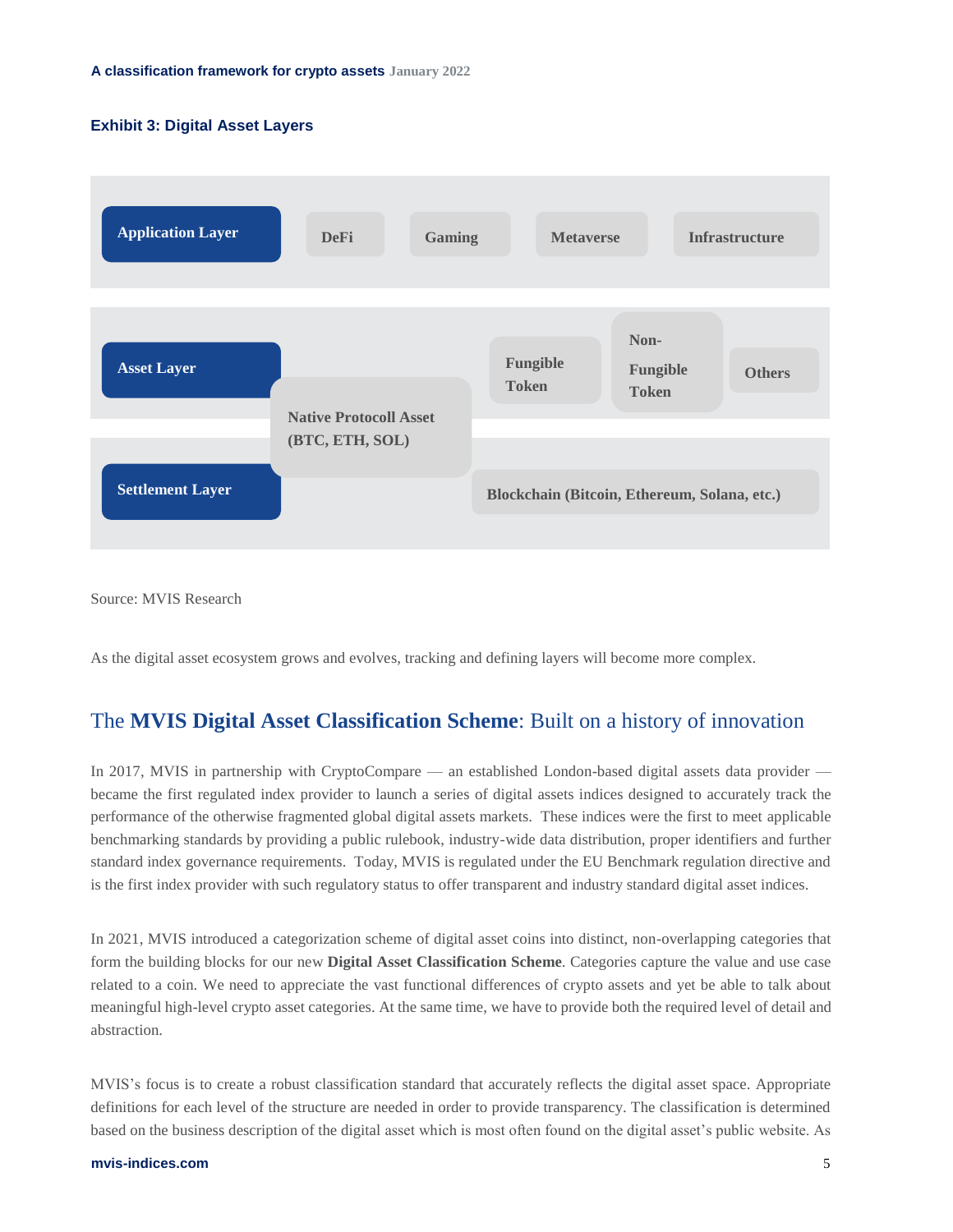**Exhibit 3: Digital Asset Layers**

| Layer | | | | |
|---|---|---|---|---|
| Application Layer | DeFi | Gaming | Metaverse | Infrastructure |
| Asset Layer | Native Protocoll Asset (BTC, ETH, SOL) | Fungible Token | Non-Fungible Token | Others |
| Settlement Layer | Native Protocoll Asset (BTC, ETH, SOL) | Blockchain (Bitcoin, Ethereum, Solana, etc.) | | |

Source: MVIS Research

As the digital asset ecosystem grows and evolves, tracking and defining layers will become more complex.

## The **MVIS Digital Asset Classification Scheme**: Built on a history of innovation

In 2017, MVIS in partnership with CryptoCompare — an established London-based digital assets data provider — became the first regulated index provider to launch a series of digital assets indices designed to accurately track the performance of the otherwise fragmented global digital assets markets. These indices were the first to meet applicable benchmarking standards by providing a public rulebook, industry-wide data distribution, proper identifiers and further standard index governance requirements. Today, MVIS is regulated under the EU Benchmark regulation directive and is the first index provider with such regulatory status to offer transparent and industry standard digital asset indices.

In 2021, MVIS introduced a categorization scheme of digital asset coins into distinct, non-overlapping categories that form the building blocks for our new **Digital Asset Classification Scheme**. Categories capture the value and use case related to a coin. We need to appreciate the vast functional differences of crypto assets and yet be able to talk about meaningful high-level crypto asset categories. At the same time, we have to provide both the required level of detail and abstraction.

MVIS's focus is to create a robust classification standard that accurately reflects the digital asset space. Appropriate definitions for each level of the structure are needed in order to provide transparency. The classification is determined based on the business description of the digital asset which is most often found on the digital asset's public website. As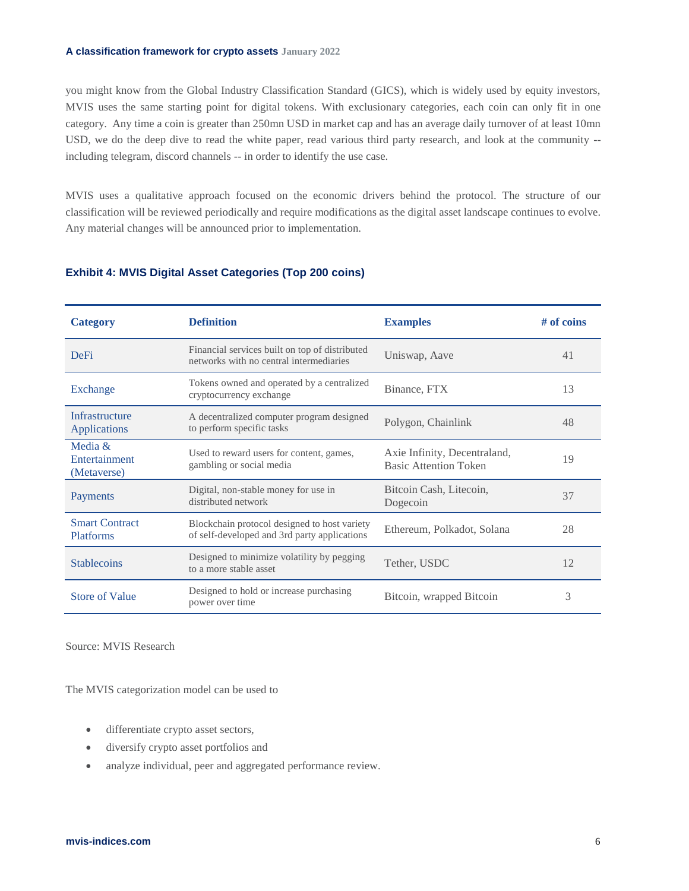you might know from the Global Industry Classification Standard (GICS), which is widely used by equity investors, MVIS uses the same starting point for digital tokens. With exclusionary categories, each coin can only fit in one category. Any time a coin is greater than 250mn USD in market cap and has an average daily turnover of at least 10mn USD, we do the deep dive to read the white paper, read various third party research, and look at the community -- including telegram, discord channels -- in order to identify the use case.

MVIS uses a qualitative approach focused on the economic drivers behind the protocol. The structure of our classification will be reviewed periodically and require modifications as the digital asset landscape continues to evolve. Any material changes will be announced prior to implementation.

### Exhibit 4: MVIS Digital Asset Categories (Top 200 coins)

| Category | Definition | Examples | # of coins |
|---|---|---|---|
| DeFi | Financial services built on top of distributed networks with no central intermediaries | Uniswap, Aave | 41 |
| Exchange | Tokens owned and operated by a centralized cryptocurrency exchange | Binance, FTX | 13 |
| Infrastructure Applications | A decentralized computer program designed to perform specific tasks | Polygon, Chainlink | 48 |
| Media & Entertainment (Metaverse) | Used to reward users for content, games, gambling or social media | Axie Infinity, Decentraland, Basic Attention Token | 19 |
| Payments | Digital, non-stable money for use in distributed network | Bitcoin Cash, Litecoin, Dogecoin | 37 |
| Smart Contract Platforms | Blockchain protocol designed to host variety of self-developed and 3rd party applications | Ethereum, Polkadot, Solana | 28 |
| Stablecoins | Designed to minimize volatility by pegging to a more stable asset | Tether, USDC | 12 |
| Store of Value | Designed to hold or increase purchasing power over time | Bitcoin, wrapped Bitcoin | 3 |

Source: MVIS Research

The MVIS categorization model can be used to

- differentiate crypto asset sectors,
- diversify crypto asset portfolios and
- analyze individual, peer and aggregated performance review.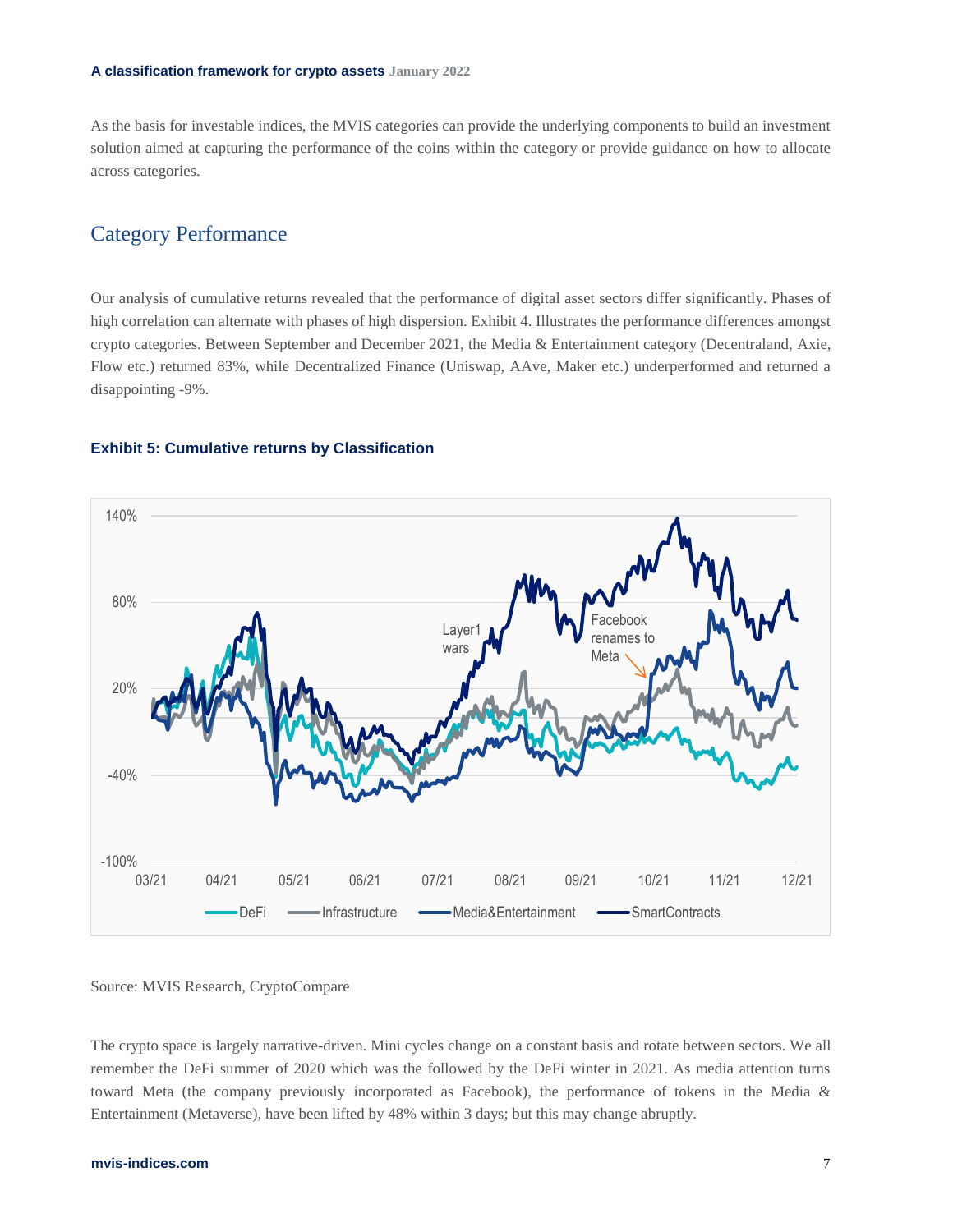As the basis for investable indices, the MVIS categories can provide the underlying components to build an investment solution aimed at capturing the performance of the coins within the category or provide guidance on how to allocate across categories.

## Category Performance

Our analysis of cumulative returns revealed that the performance of digital asset sectors differ significantly. Phases of high correlation can alternate with phases of high dispersion. Exhibit 4. Illustrates the performance differences amongst crypto categories. Between September and December 2021, the Media & Entertainment category (Decentraland, Axie, Flow etc.) returned 83%, while Decentralized Finance (Uniswap, AAve, Maker etc.) underperformed and returned a disappointing -9%.

**Exhibit 5: Cumulative returns by Classification**

Source: MVIS Research, CryptoCompare

The crypto space is largely narrative-driven. Mini cycles change on a constant basis and rotate between sectors. We all remember the DeFi summer of 2020 which was the followed by the DeFi winter in 2021. As media attention turns toward Meta (the company previously incorporated as Facebook), the performance of tokens in the Media & Entertainment (Metaverse), have been lifted by 48% within 3 days; but this may change abruptly.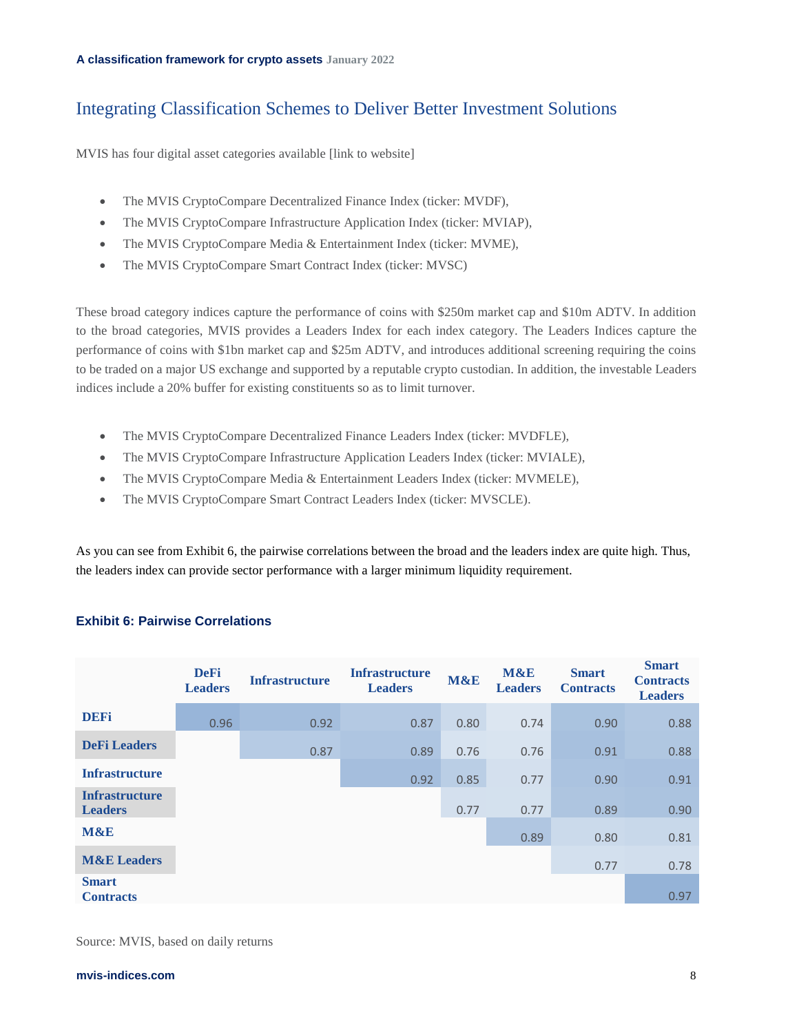## Integrating Classification Schemes to Deliver Better Investment Solutions

MVIS has four digital asset categories available [link to website]

- The MVIS CryptoCompare Decentralized Finance Index (ticker: MVDF),
- The MVIS CryptoCompare Infrastructure Application Index (ticker: MVIAP),
- The MVIS CryptoCompare Media & Entertainment Index (ticker: MVME),
- The MVIS CryptoCompare Smart Contract Index (ticker: MVSC)

These broad category indices capture the performance of coins with $250m market cap and $10m ADTV. In addition to the broad categories, MVIS provides a Leaders Index for each index category. The Leaders Indices capture the performance of coins with $1bn market cap and $25m ADTV, and introduces additional screening requiring the coins to be traded on a major US exchange and supported by a reputable crypto custodian. In addition, the investable Leaders indices include a 20% buffer for existing constituents so as to limit turnover.

- The MVIS CryptoCompare Decentralized Finance Leaders Index (ticker: MVDFLE),
- The MVIS CryptoCompare Infrastructure Application Leaders Index (ticker: MVIALE),
- The MVIS CryptoCompare Media & Entertainment Leaders Index (ticker: MVMELE),
- The MVIS CryptoCompare Smart Contract Leaders Index (ticker: MVSCLE).

As you can see from Exhibit 6, the pairwise correlations between the broad and the leaders index are quite high. Thus, the leaders index can provide sector performance with a larger minimum liquidity requirement.

**Exhibit 6: Pairwise Correlations**

| | DeFi Leaders | Infrastructure | Infrastructure Leaders | M&E | M&E Leaders | Smart Contracts | Smart Contracts Leaders |
|---|---|---|---|---|---|---|---|
| DEFi | 0.96 | 0.92 | 0.87 | 0.80 | 0.74 | 0.90 | 0.88 |
| DeFi Leaders | | 0.87 | 0.89 | 0.76 | 0.76 | 0.91 | 0.88 |
| Infrastructure | | | 0.92 | 0.85 | 0.77 | 0.90 | 0.91 |
| Infrastructure Leaders | | | | 0.77 | 0.77 | 0.89 | 0.90 |
| M&E | | | | | 0.89 | 0.80 | 0.81 |
| M&E Leaders | | | | | | 0.77 | 0.78 |
| Smart Contracts | | | | | | | 0.97 |

Source: MVIS, based on daily returns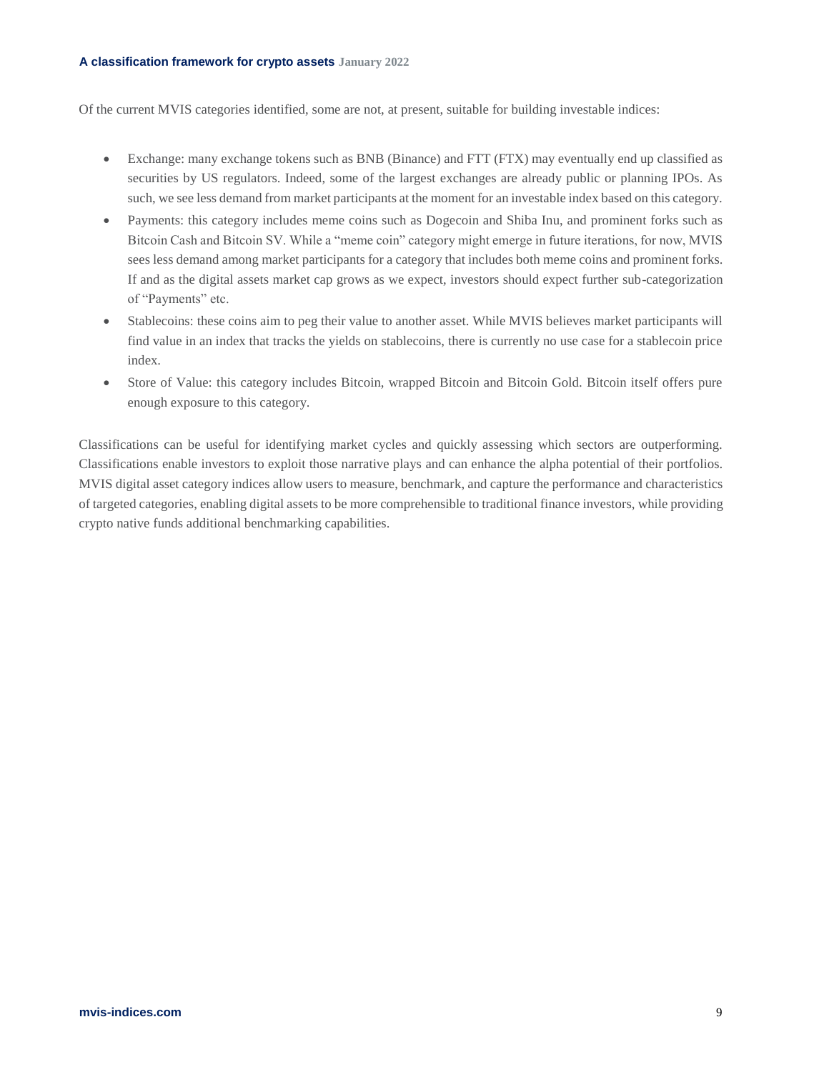Of the current MVIS categories identified, some are not, at present, suitable for building investable indices:

- Exchange: many exchange tokens such as BNB (Binance) and FTT (FTX) may eventually end up classified as securities by US regulators. Indeed, some of the largest exchanges are already public or planning IPOs. As such, we see less demand from market participants at the moment for an investable index based on this category.
- Payments: this category includes meme coins such as Dogecoin and Shiba Inu, and prominent forks such as Bitcoin Cash and Bitcoin SV. While a "meme coin" category might emerge in future iterations, for now, MVIS sees less demand among market participants for a category that includes both meme coins and prominent forks. If and as the digital assets market cap grows as we expect, investors should expect further sub-categorization of "Payments" etc.
- Stablecoins: these coins aim to peg their value to another asset. While MVIS believes market participants will find value in an index that tracks the yields on stablecoins, there is currently no use case for a stablecoin price index.
- Store of Value: this category includes Bitcoin, wrapped Bitcoin and Bitcoin Gold. Bitcoin itself offers pure enough exposure to this category.

Classifications can be useful for identifying market cycles and quickly assessing which sectors are outperforming. Classifications enable investors to exploit those narrative plays and can enhance the alpha potential of their portfolios. MVIS digital asset category indices allow users to measure, benchmark, and capture the performance and characteristics of targeted categories, enabling digital assets to be more comprehensible to traditional finance investors, while providing crypto native funds additional benchmarking capabilities.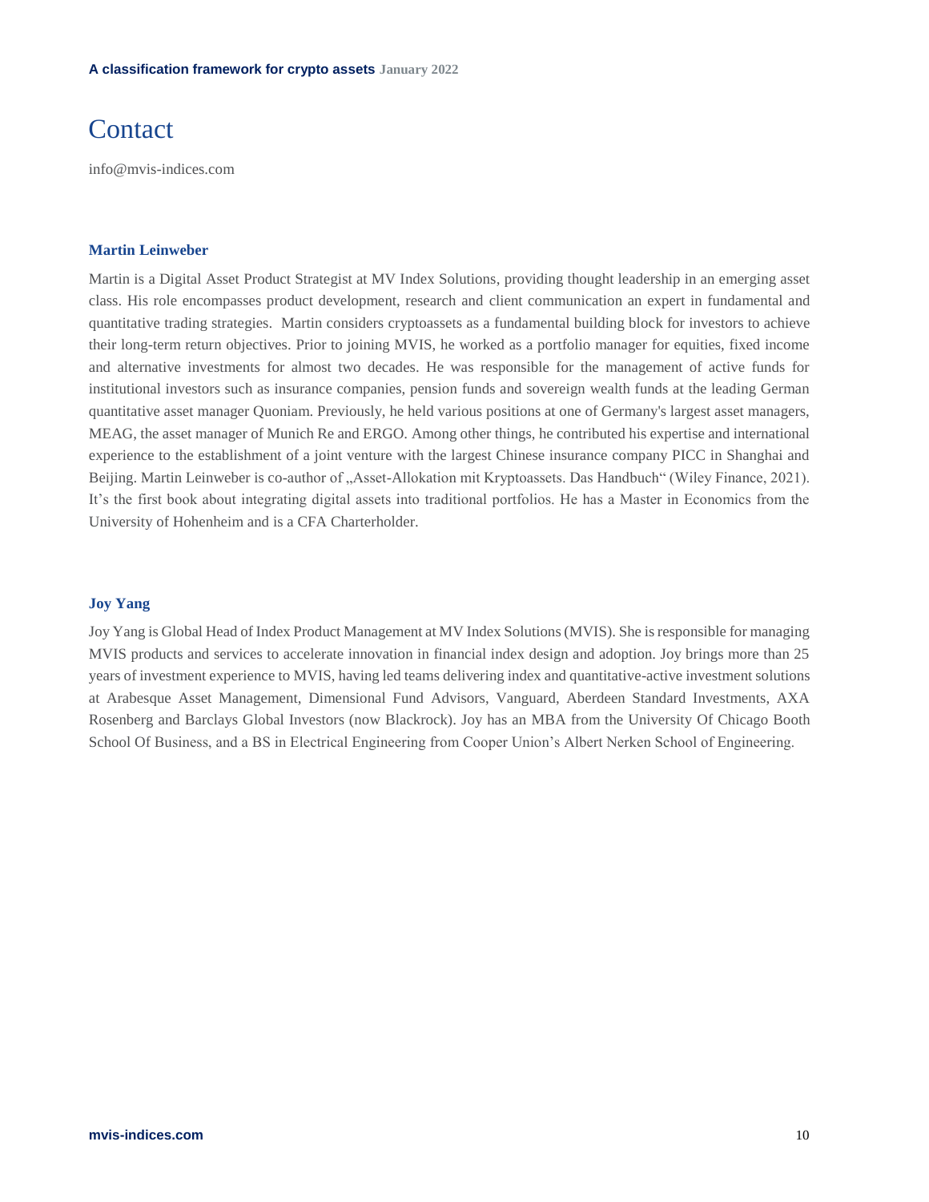# Contact

info@mvis-indices.com

### Martin Leinweber

Martin is a Digital Asset Product Strategist at MV Index Solutions, providing thought leadership in an emerging asset class. His role encompasses product development, research and client communication an expert in fundamental and quantitative trading strategies.  Martin considers cryptoassets as a fundamental building block for investors to achieve their long-term return objectives. Prior to joining MVIS, he worked as a portfolio manager for equities, fixed income and alternative investments for almost two decades. He was responsible for the management of active funds for institutional investors such as insurance companies, pension funds and sovereign wealth funds at the leading German quantitative asset manager Quoniam. Previously, he held various positions at one of Germany's largest asset managers, MEAG, the asset manager of Munich Re and ERGO. Among other things, he contributed his expertise and international experience to the establishment of a joint venture with the largest Chinese insurance company PICC in Shanghai and Beijing. Martin Leinweber is co-author of „Asset-Allokation mit Kryptoassets. Das Handbuch“ (Wiley Finance, 2021). It’s the first book about integrating digital assets into traditional portfolios. He has a Master in Economics from the University of Hohenheim and is a CFA Charterholder.

### Joy Yang

Joy Yang is Global Head of Index Product Management at MV Index Solutions (MVIS). She is responsible for managing MVIS products and services to accelerate innovation in financial index design and adoption. Joy brings more than 25 years of investment experience to MVIS, having led teams delivering index and quantitative-active investment solutions at Arabesque Asset Management, Dimensional Fund Advisors, Vanguard, Aberdeen Standard Investments, AXA Rosenberg and Barclays Global Investors (now Blackrock). Joy has an MBA from the University Of Chicago Booth School Of Business, and a BS in Electrical Engineering from Cooper Union’s Albert Nerken School of Engineering.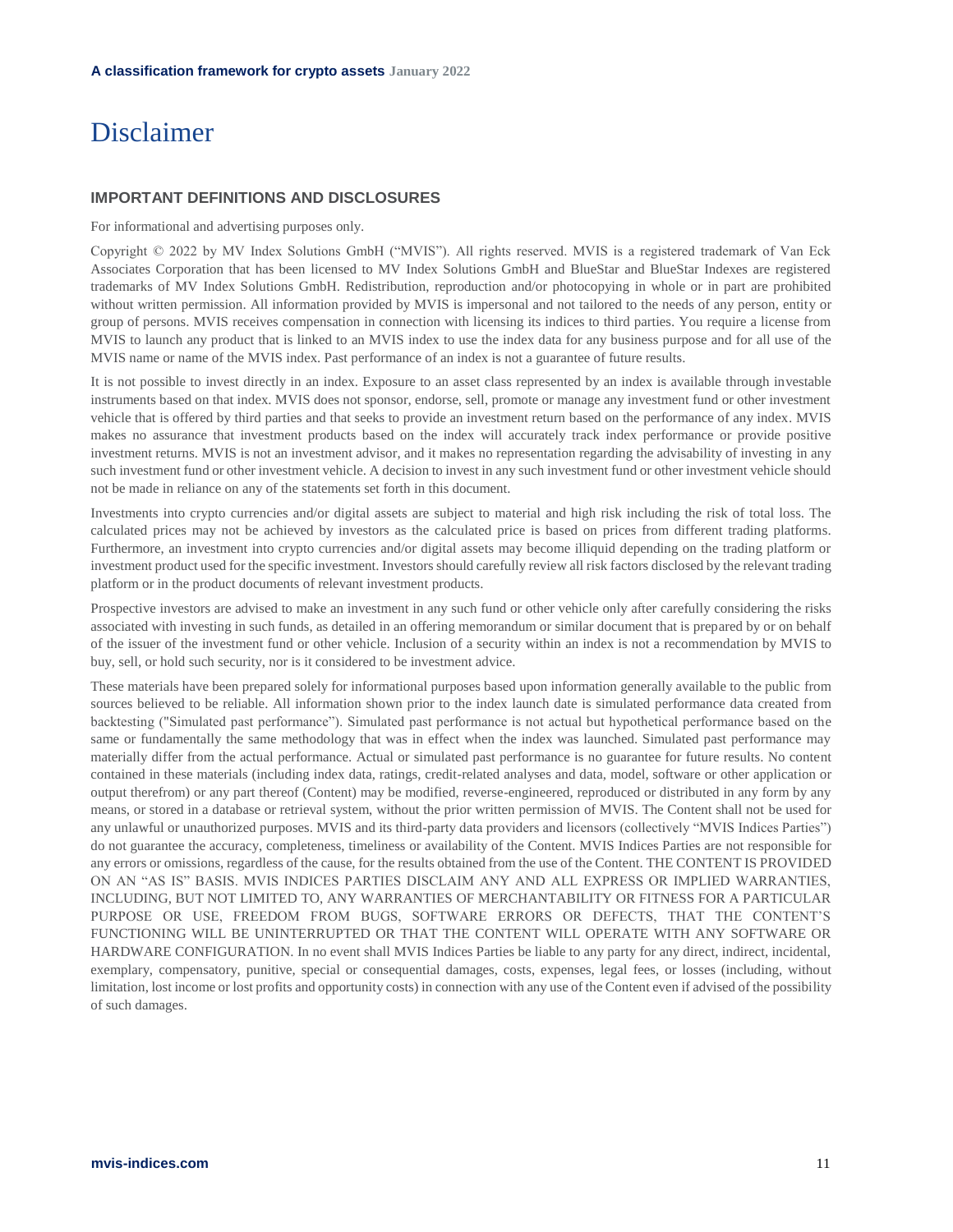# Disclaimer

### IMPORTANT DEFINITIONS AND DISCLOSURES

For informational and advertising purposes only.

Copyright © 2022 by MV Index Solutions GmbH ("MVIS"). All rights reserved. MVIS is a registered trademark of Van Eck Associates Corporation that has been licensed to MV Index Solutions GmbH and BlueStar and BlueStar Indexes are registered trademarks of MV Index Solutions GmbH. Redistribution, reproduction and/or photocopying in whole or in part are prohibited without written permission. All information provided by MVIS is impersonal and not tailored to the needs of any person, entity or group of persons. MVIS receives compensation in connection with licensing its indices to third parties. You require a license from MVIS to launch any product that is linked to an MVIS index to use the index data for any business purpose and for all use of the MVIS name or name of the MVIS index. Past performance of an index is not a guarantee of future results.

It is not possible to invest directly in an index. Exposure to an asset class represented by an index is available through investable instruments based on that index. MVIS does not sponsor, endorse, sell, promote or manage any investment fund or other investment vehicle that is offered by third parties and that seeks to provide an investment return based on the performance of any index. MVIS makes no assurance that investment products based on the index will accurately track index performance or provide positive investment returns. MVIS is not an investment advisor, and it makes no representation regarding the advisability of investing in any such investment fund or other investment vehicle. A decision to invest in any such investment fund or other investment vehicle should not be made in reliance on any of the statements set forth in this document.

Investments into crypto currencies and/or digital assets are subject to material and high risk including the risk of total loss. The calculated prices may not be achieved by investors as the calculated price is based on prices from different trading platforms. Furthermore, an investment into crypto currencies and/or digital assets may become illiquid depending on the trading platform or investment product used for the specific investment. Investors should carefully review all risk factors disclosed by the relevant trading platform or in the product documents of relevant investment products.

Prospective investors are advised to make an investment in any such fund or other vehicle only after carefully considering the risks associated with investing in such funds, as detailed in an offering memorandum or similar document that is prepared by or on behalf of the issuer of the investment fund or other vehicle. Inclusion of a security within an index is not a recommendation by MVIS to buy, sell, or hold such security, nor is it considered to be investment advice.

These materials have been prepared solely for informational purposes based upon information generally available to the public from sources believed to be reliable. All information shown prior to the index launch date is simulated performance data created from backtesting ("Simulated past performance"). Simulated past performance is not actual but hypothetical performance based on the same or fundamentally the same methodology that was in effect when the index was launched. Simulated past performance may materially differ from the actual performance. Actual or simulated past performance is no guarantee for future results. No content contained in these materials (including index data, ratings, credit-related analyses and data, model, software or other application or output therefrom) or any part thereof (Content) may be modified, reverse-engineered, reproduced or distributed in any form by any means, or stored in a database or retrieval system, without the prior written permission of MVIS. The Content shall not be used for any unlawful or unauthorized purposes. MVIS and its third-party data providers and licensors (collectively "MVIS Indices Parties") do not guarantee the accuracy, completeness, timeliness or availability of the Content. MVIS Indices Parties are not responsible for any errors or omissions, regardless of the cause, for the results obtained from the use of the Content. THE CONTENT IS PROVIDED ON AN "AS IS" BASIS. MVIS INDICES PARTIES DISCLAIM ANY AND ALL EXPRESS OR IMPLIED WARRANTIES, INCLUDING, BUT NOT LIMITED TO, ANY WARRANTIES OF MERCHANTABILITY OR FITNESS FOR A PARTICULAR PURPOSE OR USE, FREEDOM FROM BUGS, SOFTWARE ERRORS OR DEFECTS, THAT THE CONTENT'S FUNCTIONING WILL BE UNINTERRUPTED OR THAT THE CONTENT WILL OPERATE WITH ANY SOFTWARE OR HARDWARE CONFIGURATION. In no event shall MVIS Indices Parties be liable to any party for any direct, indirect, incidental, exemplary, compensatory, punitive, special or consequential damages, costs, expenses, legal fees, or losses (including, without limitation, lost income or lost profits and opportunity costs) in connection with any use of the Content even if advised of the possibility of such damages.